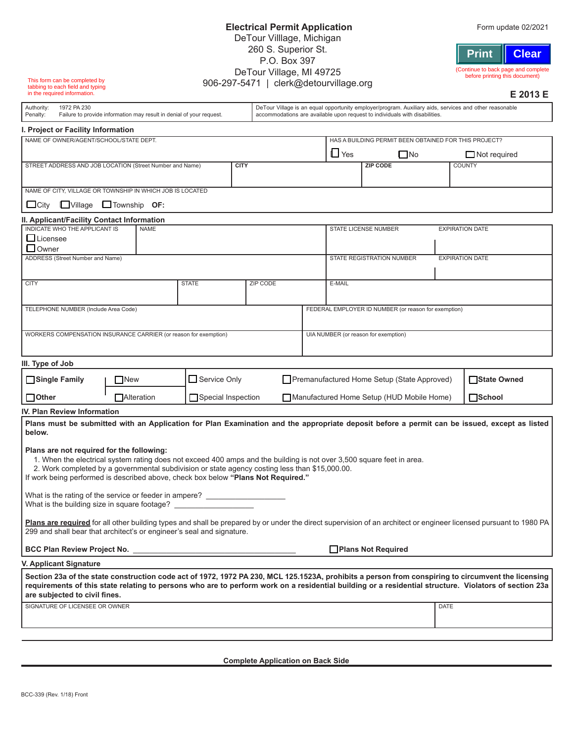# Electrical Permit Application

DeTour Villlage, Michigan
260 S. Superior St.
P.O. Box 397
DeTour Village, MI 49725
906-297-5471 | clerk@detourvillage.org

Form update 02/2021

Print | Clear

(Continue to back page and complete before printing this document)

This form can be completed by tabbing to each field and typing in the required information.

**E 2013 E**

| Authority: 1972 PA 230<br>Penalty: Failure to provide information may result in denial of your request. | DeTour Village is an equal opportunity employer/program. Auxiliary aids, services and other reasonable accommodations are available upon request to individuals with disabilities. |
|---|---|

## I. Project or Facility Information

| NAME OF OWNER/AGENT/SCHOOL/STATE DEPT. | | HAS A BUILDING PERMIT BEEN OBTAINED FOR THIS PROJECT?<br>☐ Yes ☐ No ☐ Not required | |
|---|---|---|---|
| STREET ADDRESS AND JOB LOCATION (Street Number and Name) | CITY | ZIP CODE | COUNTY |
| NAME OF CITY, VILLAGE OR TOWNSHIP IN WHICH JOB IS LOCATED<br>☐ City ☐ Village ☐ Township **OF:** | | | |

## II. Applicant/Facility Contact Information

| INDICATE WHO THE APPLICANT IS<br>☐ Licensee<br>☐ Owner | NAME | | STATE LICENSE NUMBER | EXPIRATION DATE |
|---|---|---|---|---|
| ADDRESS (Street Number and Name) | | | STATE REGISTRATION NUMBER | EXPIRATION DATE |
| CITY | STATE | ZIP CODE | E-MAIL | |
| TELEPHONE NUMBER (Include Area Code) | | | FEDERAL EMPLOYER ID NUMBER (or reason for exemption) | |
| WORKERS COMPENSATION INSURANCE CARRIER (or reason for exemption) | | | UIA NUMBER (or reason for exemption) | |

## III. Type of Job

| | | | | |
|---|---|---|---|---|
| ☐ **Single Family** | ☐ New | ☐ Service Only | ☐ Premanufactured Home Setup (State Approved) | ☐ **State Owned** |
| ☐ **Other** | ☐ Alteration | ☐ Special Inspection | ☐ Manufactured Home Setup (HUD Mobile Home) | ☐ **School** |

## IV. Plan Review Information

**Plans must be submitted with an Application for Plan Examination and the appropriate deposit before a permit can be issued, except as listed below.**

**Plans are not required for the following:**

1. When the electrical system rating does not exceed 400 amps and the building is not over 3,500 square feet in area.
2. Work completed by a governmental subdivision or state agency costing less than $15,000.00.

If work being performed is described above, check box below **"Plans Not Required."**

What is the rating of the service or feeder in ampere? __________________

What is the building size in square footage? __________________

**Plans are required** for all other building types and shall be prepared by or under the direct supervision of an architect or engineer licensed pursuant to 1980 PA 299 and shall bear that architect's or engineer's seal and signature.

**BCC Plan Review Project No.** ____________________________________ ☐ **Plans Not Required**

## V. Applicant Signature

**Section 23a of the state construction code act of 1972, 1972 PA 230, MCL 125.1523A, prohibits a person from conspiring to circumvent the licensing requirements of this state relating to persons who are to perform work on a residential building or a residential structure. Violators of section 23a are subjected to civil fines.**

| SIGNATURE OF LICENSEE OR OWNER | DATE |
|---|---|
| | |

**Complete Application on Back Side**

BCC-339 (Rev. 1/18) Front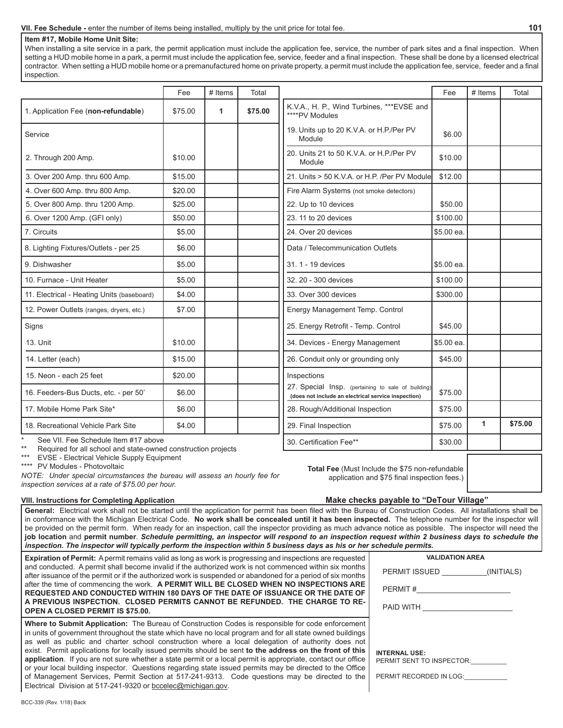**VII. Fee Schedule -** enter the number of items being installed, multiply by the unit price for total fee.

**Item #17, Mobile Home Unit Site:**
When installing a site service in a park, the permit application must include the application fee, service, the number of park sites and a final inspection. When setting a HUD mobile home in a park, a permit must include the application fee, service, feeder and a final inspection. These shall be done by a licensed electrical contractor. When setting a HUD mobile home or a premanufactured home on private property, a permit must include the application fee, service, feeder and a final inspection.

| | Fee | # Items | Total |
|---|---|---|---|
| 1. Application Fee (**non-refundable**) | $75.00 | **1** | **$75.00** |
| Service | | | |
| 2. Through 200 Amp. | $10.00 | | |
| 3. Over 200 Amp. thru 600 Amp. | $15.00 | | |
| 4. Over 600 Amp. thru 800 Amp. | $20.00 | | |
| 5. Over 800 Amp. thru 1200 Amp. | $25.00 | | |
| 6. Over 1200 Amp. (GFI only) | $50.00 | | |
| 7. Circuits | $5.00 | | |
| 8. Lighting Fixtures/Outlets - per 25 | $6.00 | | |
| 9. Dishwasher | $5.00 | | |
| 10. Furnace - Unit Heater | $5.00 | | |
| 11. Electrical - Heating Units (baseboard) | $4.00 | | |
| 12. Power Outlets (ranges, dryers, etc.) | $7.00 | | |
| Signs | | | |
| 13. Unit | $10.00 | | |
| 14. Letter (each) | $15.00 | | |
| 15. Neon - each 25 feet | $20.00 | | |
| 16. Feeders-Bus Ducts, etc. - per 50' | $6.00 | | |
| 17. Mobile Home Park Site* | $6.00 | | |
| 18. Recreational Vehicle Park Site | $4.00 | | |

| | Fee | # Items | Total |
|---|---|---|---|
| K.V.A., H. P., Wind Turbines, ***EVSE and ****PV Modules | | | |
| 19. Units up to 20 K.V.A. or H.P./Per PV Module | $6.00 | | |
| 20. Units 21 to 50 K.V.A. or H.P./Per PV Module | $10.00 | | |
| 21. Units > 50 K.V.A. or H.P. /Per PV Module | $12.00 | | |
| Fire Alarm Systems (not smoke detectors) | | | |
| 22. Up to 10 devices | $50.00 | | |
| 23. 11 to 20 devices | $100.00 | | |
| 24. Over 20 devices | $5.00 ea. | | |
| Data / Telecommunication Outlets | | | |
| 31. 1 - 19 devices | $5.00 ea. | | |
| 32. 20 - 300 devices | $100.00 | | |
| 33. Over 300 devices | $300.00 | | |
| Energy Management Temp. Control | | | |
| 25. Energy Retrofit - Temp. Control | $45.00 | | |
| 34. Devices - Energy Management | $5.00 ea. | | |
| 26. Conduit only or grounding only | $45.00 | | |
| Inspections | | | |
| 27. Special Insp. (pertaining to sale of building) **(does not include an electrical service inspection)** | $75.00 | | |
| 28. Rough/Additional Inspection | $75.00 | | |
| 29. Final Inspection | $75.00 | **1** | **$75.00** |
| 30. Certification Fee** | $30.00 | | |

\* See VII. Fee Schedule Item #17 above
\** Required for all school and state-owned construction projects
\*** EVSE - Electrical Vehicle Supply Equipment
\**** PV Modules - Photovoltaic

*NOTE: Under special circumstances the bureau will assess an hourly fee for inspection services at a rate of $75.00 per hour.*

**Total Fee** (Must Include the $75 non-refundable application and $75 final inspection fees.) ____________

**VIII. Instructions for Completing Application**

**Make checks payable to "DeTour Village"**

**General:** Electrical work shall not be started until the application for permit has been filed with the Bureau of Construction Codes. All installations shall be in conformance with the Michigan Electrical Code. **No work shall be concealed until it has been inspected.** The telephone number for the inspector will be provided on the permit form. When ready for an inspection, call the inspector providing as much advance notice as possible. The inspector will need the **job location** and **permit number**. ***Schedule permitting, an inspector will respond to an inspection request within 2 business days to schedule the inspection. The inspector will typically perform the inspection within 5 business days as his or her schedule permits.***

**Expiration of Permit:** A permit remains valid as long as work is progressing and inspections are requested and conducted. A permit shall become invalid if the authorized work is not commenced within six months after issuance of the permit or if the authorized work is suspended or abandoned for a period of six months after the time of commencing the work. **A PERMIT WILL BE CLOSED WHEN NO INSPECTIONS ARE REQUESTED AND CONDUCTED WITHIN 180 DAYS OF THE DATE OF ISSUANCE OR THE DATE OF A PREVIOUS INSPECTION. CLOSED PERMITS CANNOT BE REFUNDED. THE CHARGE TO RE-OPEN A CLOSED PERMIT IS $75.00.**

**Where to Submit Application:** The Bureau of Construction Codes is responsible for code enforcement in units of government throughout the state which have no local program and for all state owned buildings as well as public and charter school construction where a local delegation of authority does not exist. Permit applications for locally issued permits should be sent **to the address on the front of this application**. If you are not sure whether a state permit or a local permit is appropriate, contact our office or your local building inspector. Questions regarding state issued permits may be directed to the Office of Management Services, Permit Section at 517-241-9313. Code questions may be directed to the Electrical Division at 517-241-9320 or bccelec@michigan.gov.

**VALIDATION AREA**

PERMIT ISSUED ___________(INITIALS)

PERMIT #______________________

PAID WITH ______________________

**INTERNAL USE:**
PERMIT SENT TO INSPECTOR:__________

PERMIT RECORDED IN LOG:____________

BCC-339 (Rev. 1/18) Back